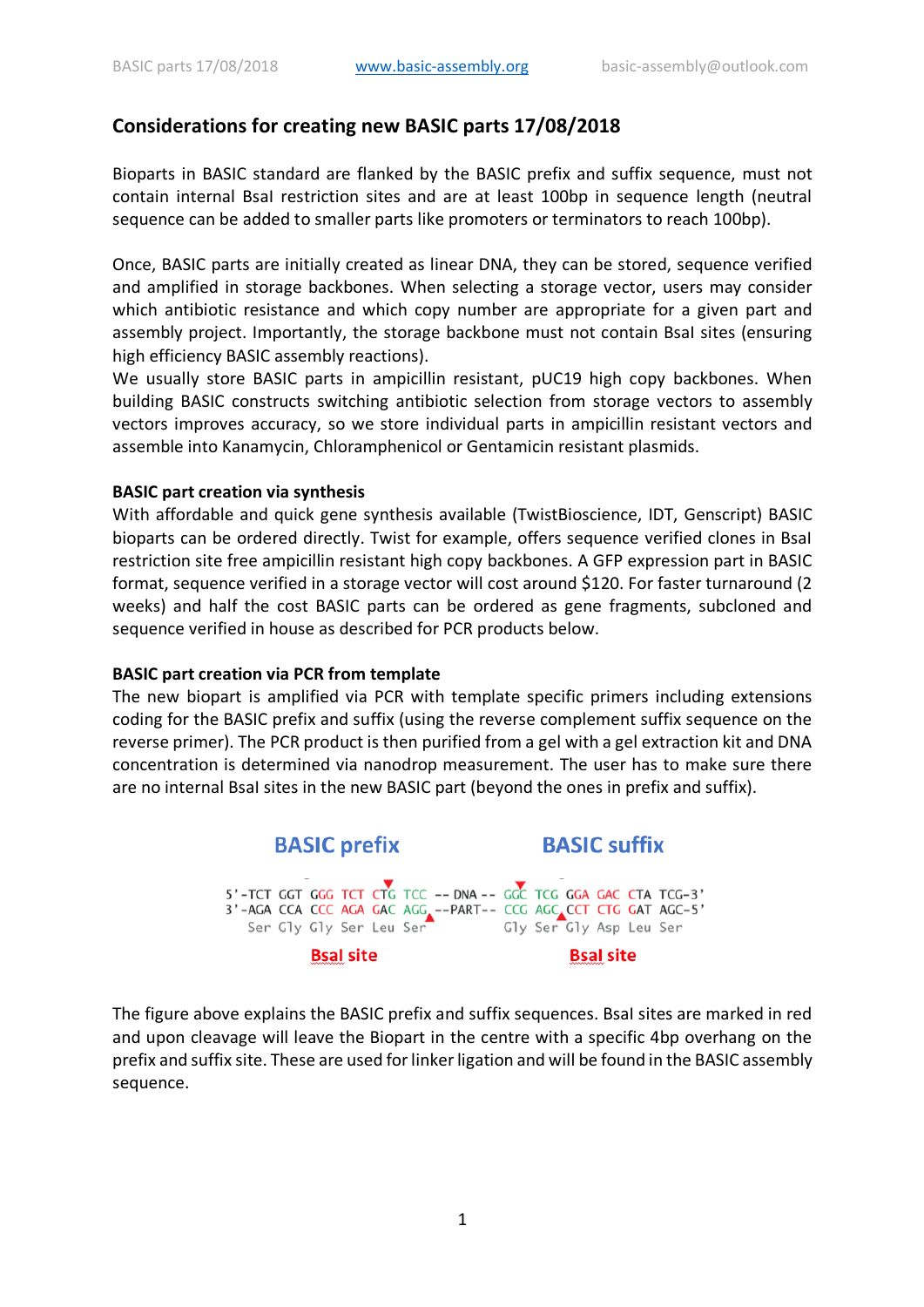## Considerations for creating new BASIC parts 17/08/2018

Bioparts in BASIC standard are flanked by the BASIC prefix and suffix sequence, must not contain internal BsaI restriction sites and are at least 100bp in sequence length (neutral sequence can be added to smaller parts like promoters or terminators to reach 100bp).

Once, BASIC parts are initially created as linear DNA, they can be stored, sequence verified and amplified in storage backbones. When selecting a storage vector, users may consider which antibiotic resistance and which copy number are appropriate for a given part and assembly project. Importantly, the storage backbone must not contain BsaI sites (ensuring high efficiency BASIC assembly reactions).

We usually store BASIC parts in ampicillin resistant, pUC19 high copy backbones. When building BASIC constructs switching antibiotic selection from storage vectors to assembly vectors improves accuracy, so we store individual parts in ampicillin resistant vectors and assemble into Kanamycin, Chloramphenicol or Gentamicin resistant plasmids.

**BASIC part creation via synthesis**

With affordable and quick gene synthesis available (TwistBioscience, IDT, Genscript) BASIC bioparts can be ordered directly. Twist for example, offers sequence verified clones in BsaI restriction site free ampicillin resistant high copy backbones. A GFP expression part in BASIC format, sequence verified in a storage vector will cost around $120. For faster turnaround (2 weeks) and half the cost BASIC parts can be ordered as gene fragments, subcloned and sequence verified in house as described for PCR products below.

**BASIC part creation via PCR from template**

The new biopart is amplified via PCR with template specific primers including extensions coding for the BASIC prefix and suffix (using the reverse complement suffix sequence on the reverse primer). The PCR product is then purified from a gel with a gel extraction kit and DNA concentration is determined via nanodrop measurement. The user has to make sure there are no internal BsaI sites in the new BASIC part (beyond the ones in prefix and suffix).

```
        BASIC prefix                              BASIC suffix

5'-TCT GGT GGG TCT CTG TCC -- DNA --  GGC TCG GGA GAC CTA TCG-3'
3'-AGA CCA CCC AGA GAC AGG --PART--   CCG AGC CCT CTG GAT AGC-5'
   Ser Gly Gly Ser Leu Ser            Gly Ser Gly Asp Leu Ser

          BsaI site                            BsaI site
```

The figure above explains the BASIC prefix and suffix sequences. BsaI sites are marked in red and upon cleavage will leave the Biopart in the centre with a specific 4bp overhang on the prefix and suffix site. These are used for linker ligation and will be found in the BASIC assembly sequence.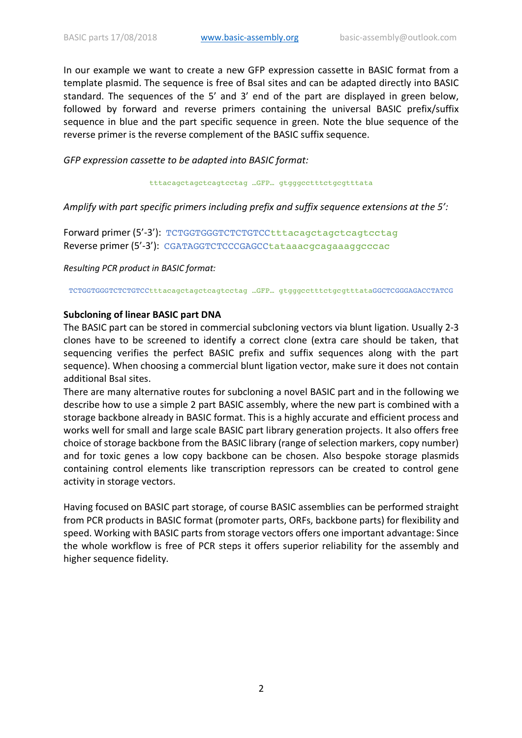In our example we want to create a new GFP expression cassette in BASIC format from a template plasmid. The sequence is free of BsaI sites and can be adapted directly into BASIC standard. The sequences of the 5' and 3' end of the part are displayed in green below, followed by forward and reverse primers containing the universal BASIC prefix/suffix sequence in blue and the part specific sequence in green. Note the blue sequence of the reverse primer is the reverse complement of the BASIC suffix sequence.

*GFP expression cassette to be adapted into BASIC format:*

```
tttacagctagctcagtcctag …GFP… gtgggcctttctgcgtttata
```

*Amplify with part specific primers including prefix and suffix sequence extensions at the 5':*

Forward primer (5'-3'): `TCTGGTGGGTCTCTGTCCtttacagctagctcagtcctag`
Reverse primer (5'-3'): `CGATAGGTCTCCCGAGCCtataaacgcagaaaggcccac`

*Resulting PCR product in BASIC format:*

```
TCTGGTGGGTCTCTGTCCtttacagctagctcagtcctag …GFP… gtgggcctttctgcgtttataGGCTCGGGAGACCTATCG
```

**Subcloning of linear BASIC part DNA**

The BASIC part can be stored in commercial subcloning vectors via blunt ligation. Usually 2-3 clones have to be screened to identify a correct clone (extra care should be taken, that sequencing verifies the perfect BASIC prefix and suffix sequences along with the part sequence). When choosing a commercial blunt ligation vector, make sure it does not contain additional BsaI sites.

There are many alternative routes for subcloning a novel BASIC part and in the following we describe how to use a simple 2 part BASIC assembly, where the new part is combined with a storage backbone already in BASIC format. This is a highly accurate and efficient process and works well for small and large scale BASIC part library generation projects. It also offers free choice of storage backbone from the BASIC library (range of selection markers, copy number) and for toxic genes a low copy backbone can be chosen. Also bespoke storage plasmids containing control elements like transcription repressors can be created to control gene activity in storage vectors.

Having focused on BASIC part storage, of course BASIC assemblies can be performed straight from PCR products in BASIC format (promoter parts, ORFs, backbone parts) for flexibility and speed. Working with BASIC parts from storage vectors offers one important advantage: Since the whole workflow is free of PCR steps it offers superior reliability for the assembly and higher sequence fidelity.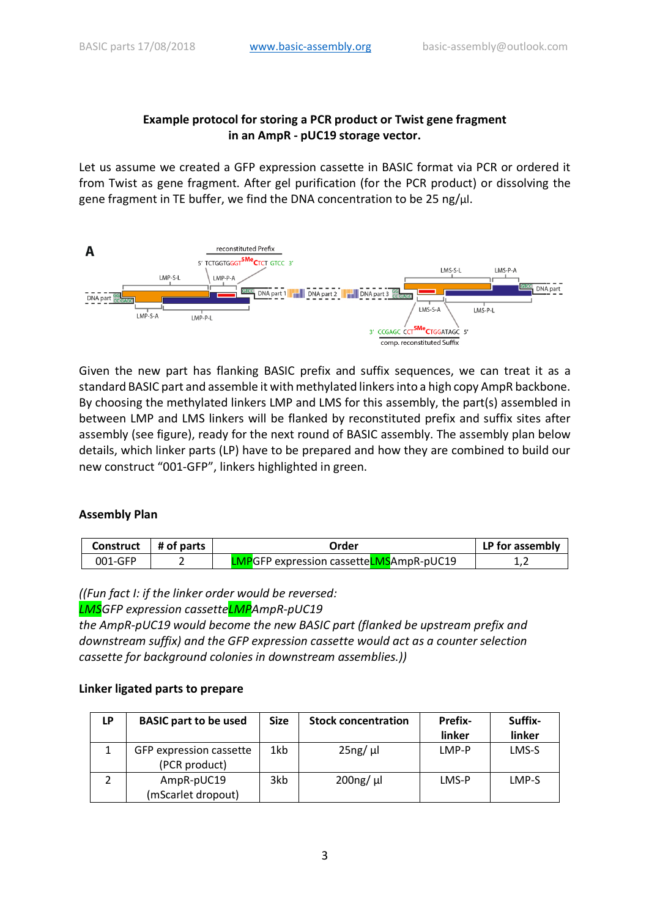**Example protocol for storing a PCR product or Twist gene fragment in an AmpR - pUC19 storage vector.**

Let us assume we created a GFP expression cassette in BASIC format via PCR or ordered it from Twist as gene fragment. After gel purification (for the PCR product) or dissolving the gene fragment in TE buffer, we find the DNA concentration to be 25 ng/µl.

Given the new part has flanking BASIC prefix and suffix sequences, we can treat it as a standard BASIC part and assemble it with methylated linkers into a high copy AmpR backbone. By choosing the methylated linkers LMP and LMS for this assembly, the part(s) assembled in between LMP and LMS linkers will be flanked by reconstituted prefix and suffix sites after assembly (see figure), ready for the next round of BASIC assembly. The assembly plan below details, which linker parts (LP) have to be prepared and how they are combined to build our new construct "001-GFP", linkers highlighted in green.

## Assembly Plan

| Construct | # of parts | Order | LP for assembly |
|---|---|---|---|
| 001-GFP | 2 | LMPGFP expression cassetteLMSAmpR-pUC19 | 1,2 |

*((Fun fact I: if the linker order would be reversed:*
*LMSGFP expression cassetteLMPAmpR-pUC19*
*the AmpR-pUC19 would become the new BASIC part (flanked be upstream prefix and downstream suffix) and the GFP expression cassette would act as a counter selection cassette for background colonies in downstream assemblies.))*

## Linker ligated parts to prepare

| LP | BASIC part to be used | Size | Stock concentration | Prefix-linker | Suffix-linker |
|---|---|---|---|---|---|
| 1 | GFP expression cassette (PCR product) | 1kb | 25ng/ µl | LMP-P | LMS-S |
| 2 | AmpR-pUC19 (mScarlet dropout) | 3kb | 200ng/ µl | LMS-P | LMP-S |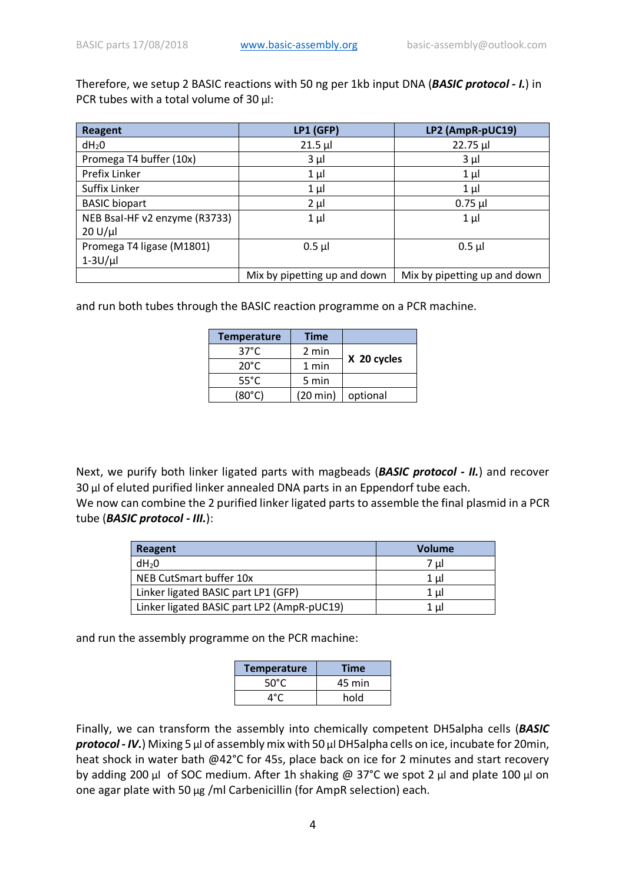Therefore, we setup 2 BASIC reactions with 50 ng per 1kb input DNA (***BASIC protocol - I.***) in PCR tubes with a total volume of 30 µl:

| Reagent | LP1 (GFP) | LP2 (AmpR-pUC19) |
|---|---|---|
| $dH_2O$ | 21.5 µl | 22.75 µl |
| Promega T4 buffer (10x) | 3 µl | 3 µl |
| Prefix Linker | 1 µl | 1 µl |
| Suffix Linker | 1 µl | 1 µl |
| BASIC biopart | 2 µl | 0.75 µl |
| NEB BsaI-HF v2 enzyme (R3733) 20 U/µl | 1 µl | 1 µl |
| Promega T4 ligase (M1801) 1-3U/µl | 0.5 µl | 0.5 µl |
| | Mix by pipetting up and down | Mix by pipetting up and down |

and run both tubes through the BASIC reaction programme on a PCR machine.

| Temperature | Time | |
|---|---|---|
| 37°C | 2 min | X 20 cycles |
| 20°C | 1 min | |
| 55°C | 5 min | |
| (80°C) | (20 min) | optional |

Next, we purify both linker ligated parts with magbeads (***BASIC protocol - II.***) and recover 30 µl of eluted purified linker annealed DNA parts in an Eppendorf tube each.
We now can combine the 2 purified linker ligated parts to assemble the final plasmid in a PCR tube (***BASIC protocol - III.***):

| Reagent | Volume |
|---|---|
| $dH_2O$ | 7 µl |
| NEB CutSmart buffer 10x | 1 µl |
| Linker ligated BASIC part LP1 (GFP) | 1 µl |
| Linker ligated BASIC part LP2 (AmpR-pUC19) | 1 µl |

and run the assembly programme on the PCR machine:

| Temperature | Time |
|---|---|
| 50°C | 45 min |
| 4°C | hold |

Finally, we can transform the assembly into chemically competent DH5alpha cells (***BASIC protocol - IV.***) Mixing 5 µl of assembly mix with 50 µl DH5alpha cells on ice, incubate for 20min, heat shock in water bath @42°C for 45s, place back on ice for 2 minutes and start recovery by adding 200 µl of SOC medium. After 1h shaking @ 37°C we spot 2 µl and plate 100 µl on one agar plate with 50 µg /ml Carbenicillin (for AmpR selection) each.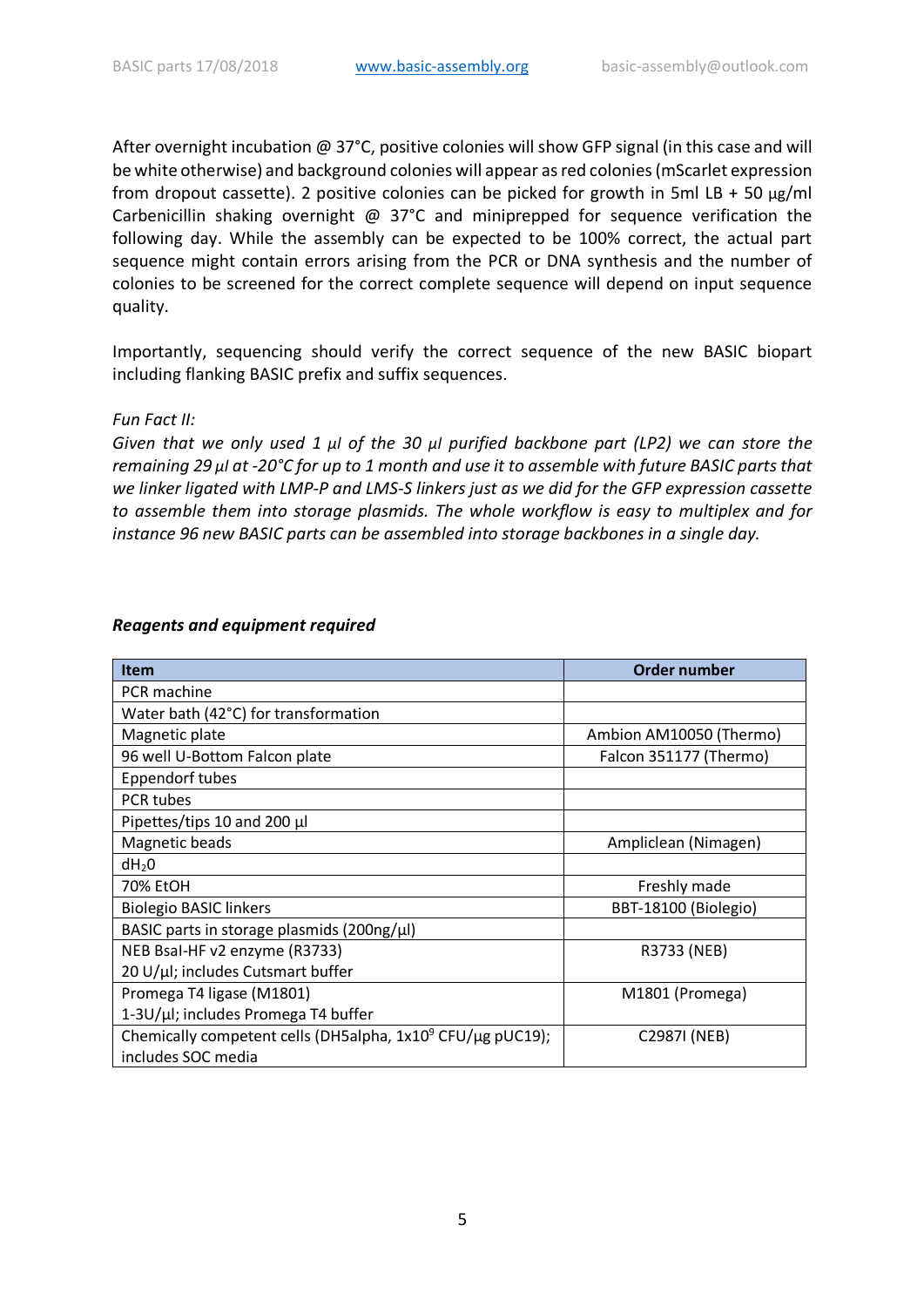After overnight incubation @ 37°C, positive colonies will show GFP signal (in this case and will be white otherwise) and background colonies will appear as red colonies (mScarlet expression from dropout cassette). 2 positive colonies can be picked for growth in 5ml LB + 50 μg/ml Carbenicillin shaking overnight @ 37°C and miniprepped for sequence verification the following day. While the assembly can be expected to be 100% correct, the actual part sequence might contain errors arising from the PCR or DNA synthesis and the number of colonies to be screened for the correct complete sequence will depend on input sequence quality.

Importantly, sequencing should verify the correct sequence of the new BASIC biopart including flanking BASIC prefix and suffix sequences.

*Fun Fact II:*

*Given that we only used 1 μl of the 30 μl purified backbone part (LP2) we can store the remaining 29 μl at -20°C for up to 1 month and use it to assemble with future BASIC parts that we linker ligated with LMP-P and LMS-S linkers just as we did for the GFP expression cassette to assemble them into storage plasmids. The whole workflow is easy to multiplex and for instance 96 new BASIC parts can be assembled into storage backbones in a single day.*

***Reagents and equipment required***

| Item | Order number |
|---|---|
| PCR machine | |
| Water bath (42°C) for transformation | |
| Magnetic plate | Ambion AM10050 (Thermo) |
| 96 well U-Bottom Falcon plate | Falcon 351177 (Thermo) |
| Eppendorf tubes | |
| PCR tubes | |
| Pipettes/tips 10 and 200 μl | |
| Magnetic beads | Ampliclean (Nimagen) |
| $dH_2O$ | |
| 70% EtOH | Freshly made |
| Biolegio BASIC linkers | BBT-18100 (Biolegio) |
| BASIC parts in storage plasmids (200ng/μl) | |
| NEB BsaI-HF v2 enzyme (R3733) 20 U/μl; includes Cutsmart buffer | R3733 (NEB) |
| Promega T4 ligase (M1801) 1-3U/μl; includes Promega T4 buffer | M1801 (Promega) |
| Chemically competent cells (DH5alpha, $1x10^9$ CFU/μg pUC19); includes SOC media | C2987I (NEB) |